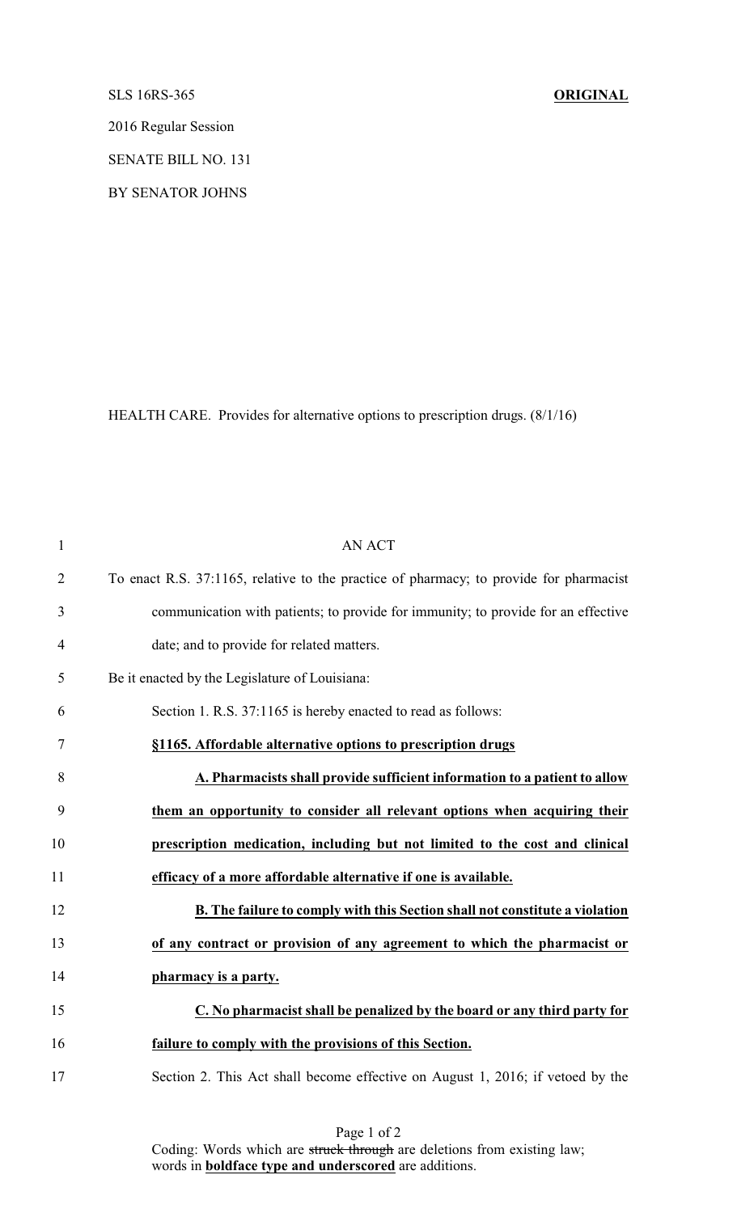SLS 16RS-365 **ORIGINAL**

2016 Regular Session

SENATE BILL NO. 131

BY SENATOR JOHNS

HEALTH CARE. Provides for alternative options to prescription drugs. (8/1/16)

AN ACT

To enact R.S. 37:1165, relative to the practice of pharmacy; to provide for pharmacist communication with patients; to provide for immunity; to provide for an effective date; and to provide for related matters.

Be it enacted by the Legislature of Louisiana:

Section 1. R.S. 37:1165 is hereby enacted to read as follows:

**§1165. Affordable alternative options to prescription drugs**

**A. Pharmacists shall provide sufficient information to a patient to allow them an opportunity to consider all relevant options when acquiring their prescription medication, including but not limited to the cost and clinical efficacy of a more affordable alternative if one is available.**

**B. The failure to comply with this Section shall not constitute a violation of any contract or provision of any agreement to which the pharmacist or pharmacy is a party.**

**C. No pharmacist shall be penalized by the board or any third party for failure to comply with the provisions of this Section.**

Section 2. This Act shall become effective on August 1, 2016; if vetoed by the

Coding: Words which are ~~struck through~~ are deletions from existing law; words in **boldface type and underscored** are additions.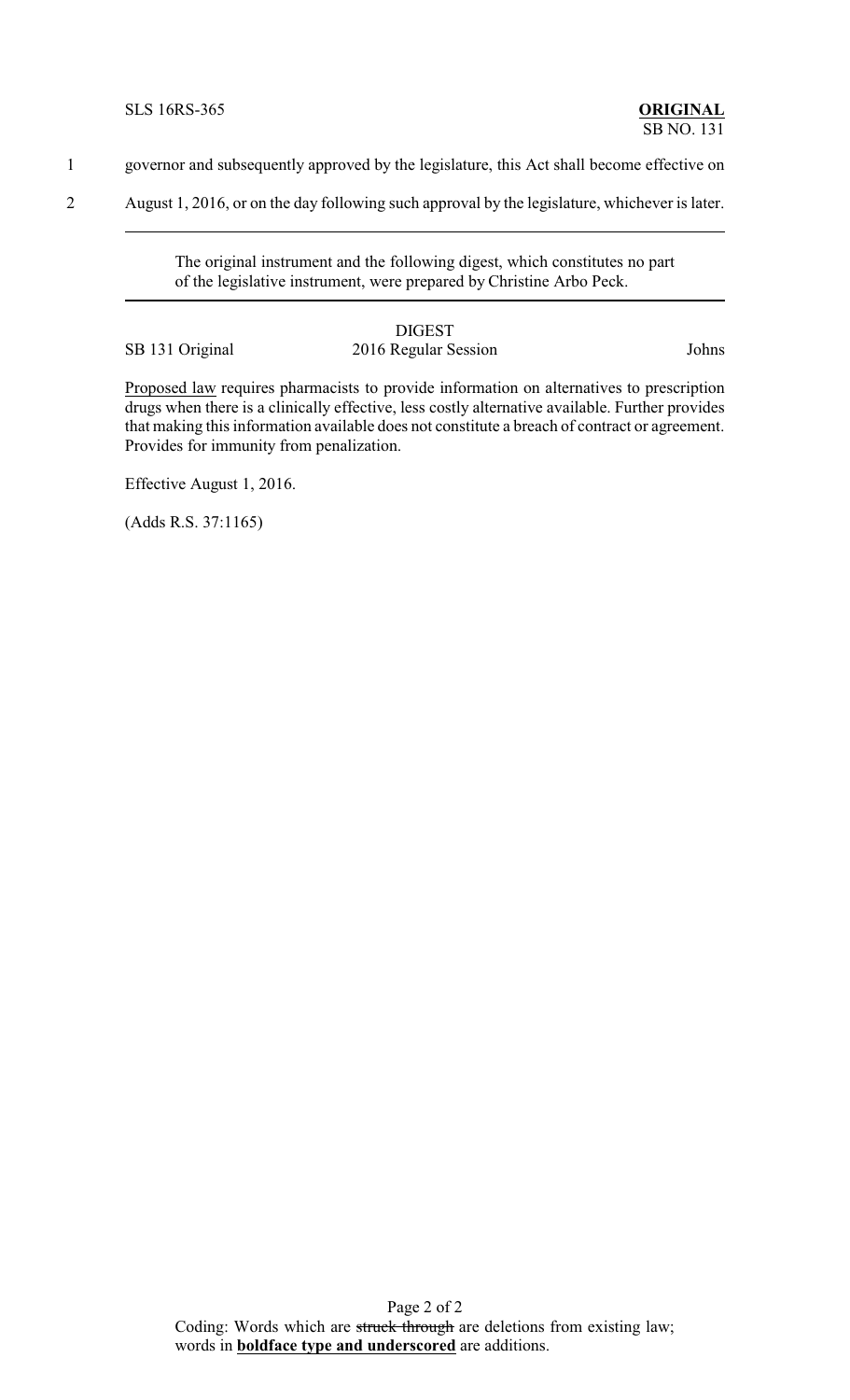1 governor and subsequently approved by the legislature, this Act shall become effective on

2 August 1, 2016, or on the day following such approval by the legislature, whichever is later.

---

The original instrument and the following digest, which constitutes no part of the legislative instrument, were prepared by Christine Arbo Peck.

---

DIGEST

SB 131 Original — 2016 Regular Session — Johns

Proposed law requires pharmacists to provide information on alternatives to prescription drugs when there is a clinically effective, less costly alternative available. Further provides that making this information available does not constitute a breach of contract or agreement. Provides for immunity from penalization.

Effective August 1, 2016.

(Adds R.S. 37:1165)

Coding: Words which are ~~struck through~~ are deletions from existing law; words in **boldface type and underscored** are additions.